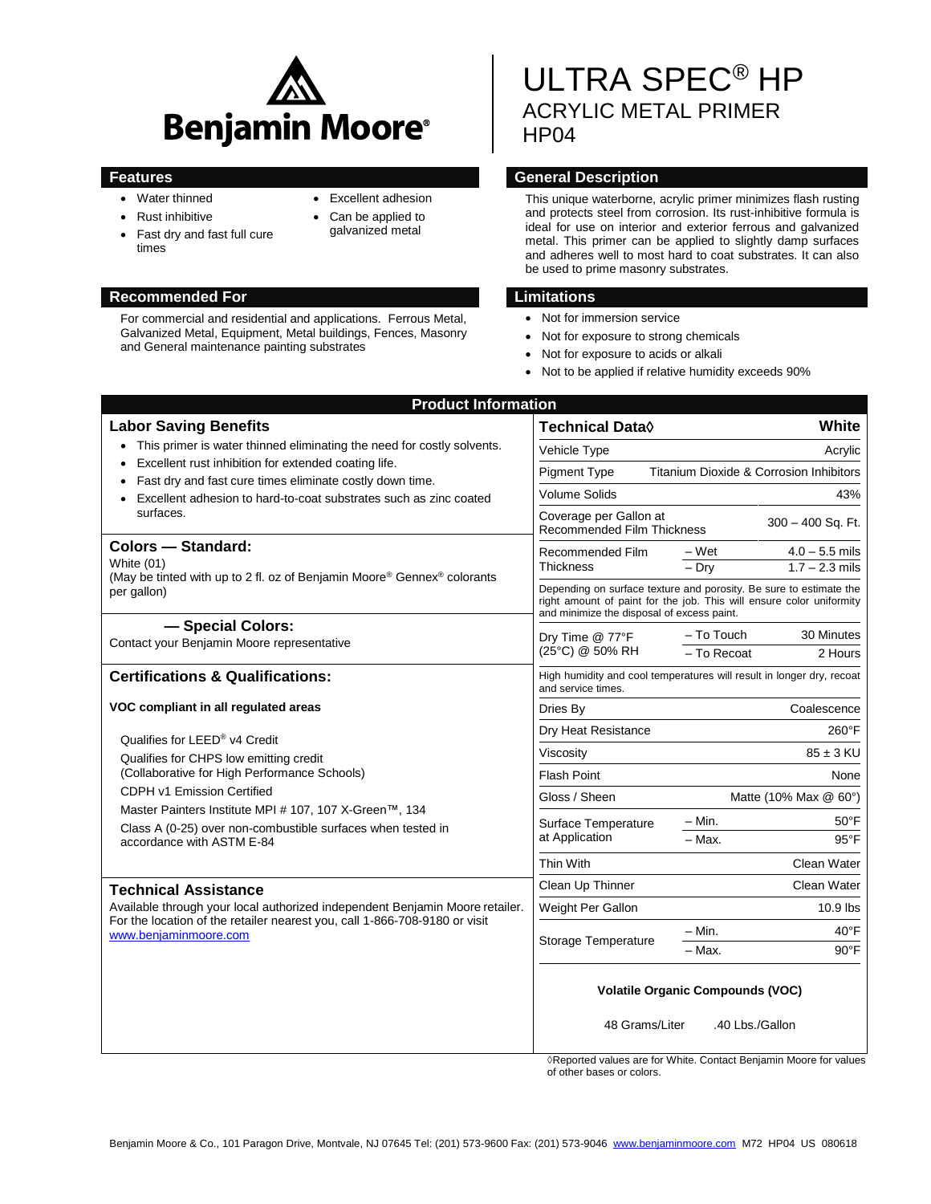Benjamin Moore®

# ULTRA SPEC® HP

## ACRYLIC METAL PRIMER

## HP04

### Features

- Water thinned
- Rust inhibitive
- Fast dry and fast full cure times
- Excellent adhesion
- Can be applied to galvanized metal

### General Description

This unique waterborne, acrylic primer minimizes flash rusting and protects steel from corrosion. Its rust-inhibitive formula is ideal for use on interior and exterior ferrous and galvanized metal. This primer can be applied to slightly damp surfaces and adheres well to most hard to coat substrates. It can also be used to prime masonry substrates.

### Recommended For

For commercial and residential and applications. Ferrous Metal, Galvanized Metal, Equipment, Metal buildings, Fences, Masonry and General maintenance painting substrates

### Limitations

- Not for immersion service
- Not for exposure to strong chemicals
- Not for exposure to acids or alkali
- Not to be applied if relative humidity exceeds 90%

## Product Information

### Labor Saving Benefits

- This primer is water thinned eliminating the need for costly solvents.
- Excellent rust inhibition for extended coating life.
- Fast dry and fast cure times eliminate costly down time.
- Excellent adhesion to hard-to-coat substrates such as zinc coated surfaces.

### Colors — Standard:

White (01)
(May be tinted with up to 2 fl. oz of Benjamin Moore® Gennex® colorants per gallon)

### — Special Colors:

Contact your Benjamin Moore representative

### Certifications & Qualifications:

**VOC compliant in all regulated areas**

Qualifies for LEED® v4 Credit

Qualifies for CHPS low emitting credit
(Collaborative for High Performance Schools)

CDPH v1 Emission Certified

Master Painters Institute MPI # 107, 107 X-Green™, 134

Class A (0-25) over non-combustible surfaces when tested in accordance with ASTM E-84

### Technical Assistance

Available through your local authorized independent Benjamin Moore retailer. For the location of the retailer nearest you, call 1-866-708-9180 or visit www.benjaminmoore.com

| Technical Data◊ | | White |
|---|---|---|
| Vehicle Type | | Acrylic |
| Pigment Type | | Titanium Dioxide & Corrosion Inhibitors |
| Volume Solids | | 43% |
| Coverage per Gallon at Recommended Film Thickness | | 300 – 400 Sq. Ft. |
| Recommended Film Thickness | – Wet | 4.0 – 5.5 mils |
| | – Dry | 1.7 – 2.3 mils |
| Depending on surface texture and porosity. Be sure to estimate the right amount of paint for the job. This will ensure color uniformity and minimize the disposal of excess paint. | | |
| Dry Time @ 77°F (25°C) @ 50% RH | – To Touch | 30 Minutes |
| | – To Recoat | 2 Hours |
| High humidity and cool temperatures will result in longer dry, recoat and service times. | | |
| Dries By | | Coalescence |
| Dry Heat Resistance | | 260°F |
| Viscosity | | 85 ± 3 KU |
| Flash Point | | None |
| Gloss / Sheen | | Matte (10% Max @ 60°) |
| Surface Temperature at Application | – Min. | 50°F |
| | – Max. | 95°F |
| Thin With | | Clean Water |
| Clean Up Thinner | | Clean Water |
| Weight Per Gallon | | 10.9 lbs |
| Storage Temperature | – Min. | 40°F |
| | – Max. | 90°F |

**Volatile Organic Compounds (VOC)**

48 Grams/Liter .40 Lbs./Gallon

◊Reported values are for White. Contact Benjamin Moore for values of other bases or colors.

Benjamin Moore & Co., 101 Paragon Drive, Montvale, NJ 07645 Tel: (201) 573-9600 Fax: (201) 573-9046 www.benjaminmoore.com M72 HP04 US 080618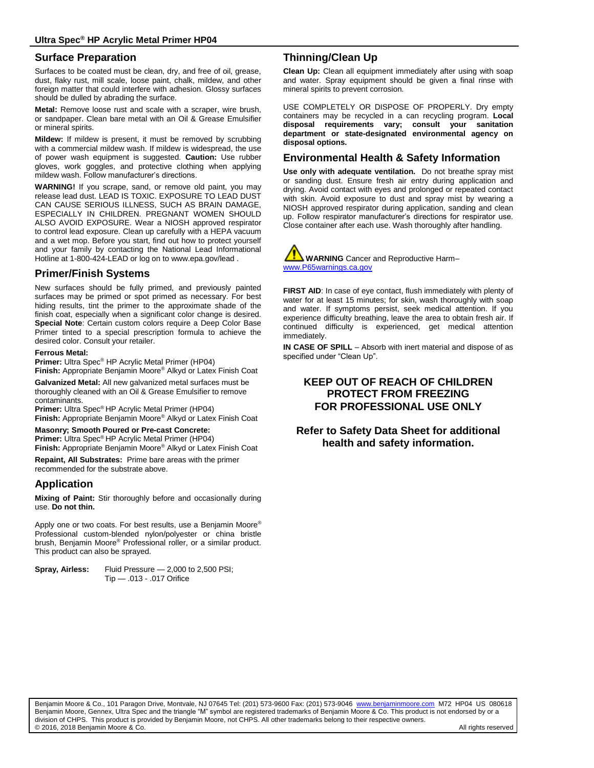## Surface Preparation

Surfaces to be coated must be clean, dry, and free of oil, grease, dust, flaky rust, mill scale, loose paint, chalk, mildew, and other foreign matter that could interfere with adhesion. Glossy surfaces should be dulled by abrading the surface.

**Metal:** Remove loose rust and scale with a scraper, wire brush, or sandpaper. Clean bare metal with an Oil & Grease Emulsifier or mineral spirits.

**Mildew:** If mildew is present, it must be removed by scrubbing with a commercial mildew wash. If mildew is widespread, the use of power wash equipment is suggested. **Caution:** Use rubber gloves, work goggles, and protective clothing when applying mildew wash. Follow manufacturer's directions.

**WARNING!** If you scrape, sand, or remove old paint, you may release lead dust. LEAD IS TOXIC. EXPOSURE TO LEAD DUST CAN CAUSE SERIOUS ILLNESS, SUCH AS BRAIN DAMAGE, ESPECIALLY IN CHILDREN. PREGNANT WOMEN SHOULD ALSO AVOID EXPOSURE. Wear a NIOSH approved respirator to control lead exposure. Clean up carefully with a HEPA vacuum and a wet mop. Before you start, find out how to protect yourself and your family by contacting the National Lead Informational Hotline at 1-800-424-LEAD or log on to www.epa.gov/lead .

## Primer/Finish Systems

New surfaces should be fully primed, and previously painted surfaces may be primed or spot primed as necessary. For best hiding results, tint the primer to the approximate shade of the finish coat, especially when a significant color change is desired. **Special Note**: Certain custom colors require a Deep Color Base Primer tinted to a special prescription formula to achieve the desired color. Consult your retailer.

**Ferrous Metal:**
**Primer:** Ultra Spec® HP Acrylic Metal Primer (HP04)
**Finish:** Appropriate Benjamin Moore® Alkyd or Latex Finish Coat

**Galvanized Metal:** All new galvanized metal surfaces must be thoroughly cleaned with an Oil & Grease Emulsifier to remove contaminants.
**Primer:** Ultra Spec® HP Acrylic Metal Primer (HP04)
**Finish:** Appropriate Benjamin Moore® Alkyd or Latex Finish Coat

**Masonry; Smooth Poured or Pre-cast Concrete:**
**Primer:** Ultra Spec® HP Acrylic Metal Primer (HP04)
**Finish:** Appropriate Benjamin Moore® Alkyd or Latex Finish Coat

**Repaint, All Substrates:** Prime bare areas with the primer recommended for the substrate above.

## Application

**Mixing of Paint:** Stir thoroughly before and occasionally during use. **Do not thin.**

Apply one or two coats. For best results, use a Benjamin Moore® Professional custom-blended nylon/polyester or china bristle brush, Benjamin Moore® Professional roller, or a similar product. This product can also be sprayed.

**Spray, Airless:** Fluid Pressure — 2,000 to 2,500 PSI; Tip — .013 - .017 Orifice

## Thinning/Clean Up

**Clean Up:** Clean all equipment immediately after using with soap and water. Spray equipment should be given a final rinse with mineral spirits to prevent corrosion.

USE COMPLETELY OR DISPOSE OF PROPERLY. Dry empty containers may be recycled in a can recycling program. **Local disposal requirements vary; consult your sanitation department or state-designated environmental agency on disposal options.**

## Environmental Health & Safety Information

**Use only with adequate ventilation.** Do not breathe spray mist or sanding dust. Ensure fresh air entry during application and drying. Avoid contact with eyes and prolonged or repeated contact with skin. Avoid exposure to dust and spray mist by wearing a NIOSH approved respirator during application, sanding and clean up. Follow respirator manufacturer's directions for respirator use. Close container after each use. Wash thoroughly after handling.

**WARNING** Cancer and Reproductive Harm– www.P65warnings.ca.gov

**FIRST AID**: In case of eye contact, flush immediately with plenty of water for at least 15 minutes; for skin, wash thoroughly with soap and water. If symptoms persist, seek medical attention. If you experience difficulty breathing, leave the area to obtain fresh air. If continued difficulty is experienced, get medical attention immediately.

**IN CASE OF SPILL** – Absorb with inert material and dispose of as specified under "Clean Up".

**KEEP OUT OF REACH OF CHILDREN**
**PROTECT FROM FREEZING**
**FOR PROFESSIONAL USE ONLY**

**Refer to Safety Data Sheet for additional health and safety information.**

Benjamin Moore & Co., 101 Paragon Drive, Montvale, NJ 07645 Tel: (201) 573-9600 Fax: (201) 573-9046 www.benjaminmoore.com M72 HP04 US 080618
Benjamin Moore, Gennex, Ultra Spec and the triangle "M" symbol are registered trademarks of Benjamin Moore & Co. This product is not endorsed by or a division of CHPS. This product is provided by Benjamin Moore, not CHPS. All other trademarks belong to their respective owners.
© 2016, 2018 Benjamin Moore & Co. All rights reserved